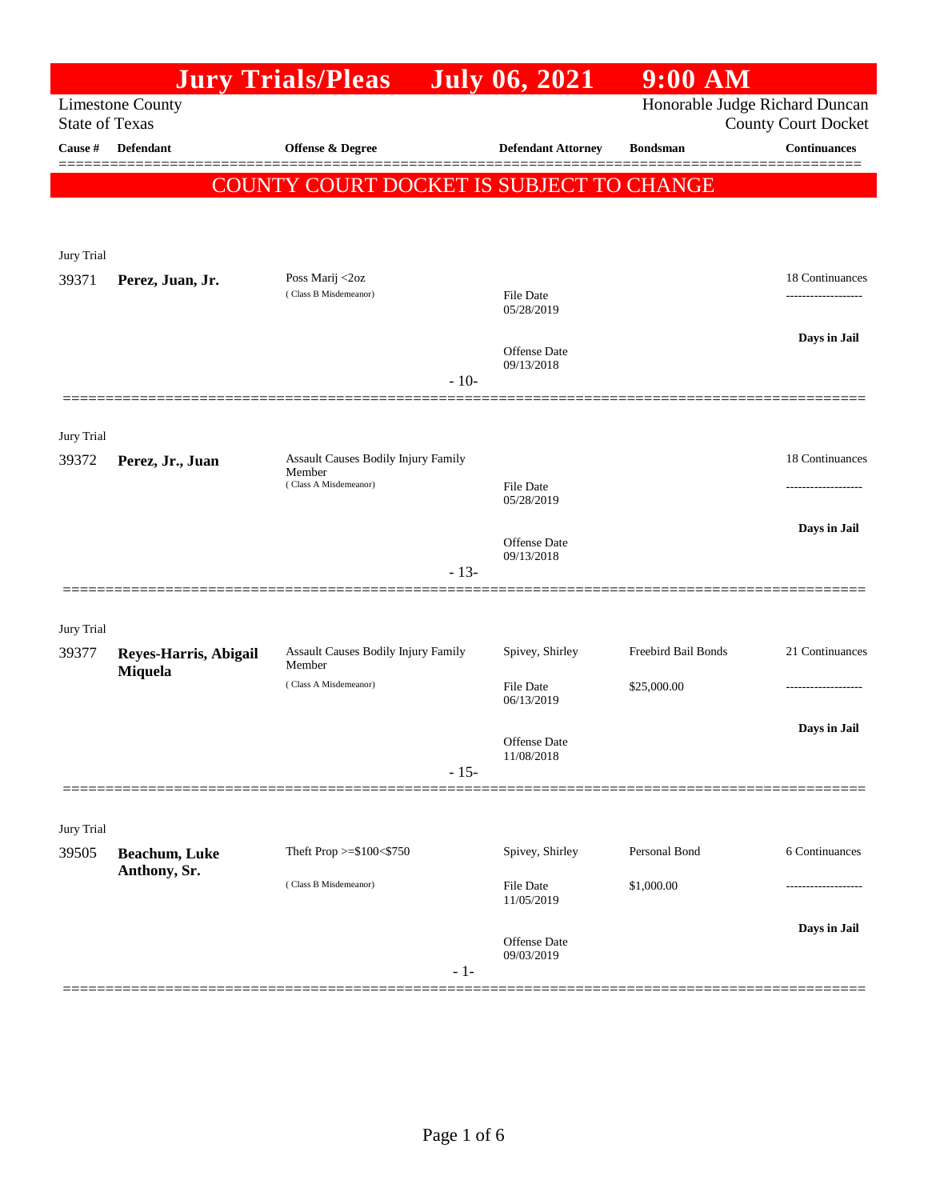# Jury Trials/Pleas July 06, 2021 9:00 AM

Limestone County
State of Texas

Honorable Judge Richard Duncan
County Court Docket

| Cause # | Defendant | Offense & Degree | Defendant Attorney | Bondsman | Continuances |
|---|---|---|---|---|---|

**COUNTY COURT DOCKET IS SUBJECT TO CHANGE**

Jury Trial

| Cause # | Defendant | Offense & Degree | Defendant Attorney | Bondsman | Continuances |
|---|---|---|---|---|---|
| 39371 | **Perez, Juan, Jr.** | Poss Marij <2oz (Class B Misdemeanor) | File Date 05/28/2019<br>Offense Date 09/13/2018 | | 18 Continuances<br>-------------------<br>**Days in Jail** |

- 10-

Jury Trial

| Cause # | Defendant | Offense & Degree | Defendant Attorney | Bondsman | Continuances |
|---|---|---|---|---|---|
| 39372 | **Perez, Jr., Juan** | Assault Causes Bodily Injury Family Member (Class A Misdemeanor) | File Date 05/28/2019<br>Offense Date 09/13/2018 | | 18 Continuances<br>-------------------<br>**Days in Jail** |

- 13-

Jury Trial

| Cause # | Defendant | Offense & Degree | Defendant Attorney | Bondsman | Continuances |
|---|---|---|---|---|---|
| 39377 | **Reyes-Harris, Abigail Miquela** | Assault Causes Bodily Injury Family Member (Class A Misdemeanor) | Spivey, Shirley<br>File Date 06/13/2019<br>Offense Date 11/08/2018 | Freebird Bail Bonds<br>$25,000.00 | 21 Continuances<br>-------------------<br>**Days in Jail** |

- 15-

Jury Trial

| Cause # | Defendant | Offense & Degree | Defendant Attorney | Bondsman | Continuances |
|---|---|---|---|---|---|
| 39505 | **Beachum, Luke Anthony, Sr.** | Theft Prop >=$100<$750 (Class B Misdemeanor) | Spivey, Shirley<br>File Date 11/05/2019<br>Offense Date 09/03/2019 | Personal Bond<br>$1,000.00 | 6 Continuances<br>-------------------<br>**Days in Jail** |

- 1-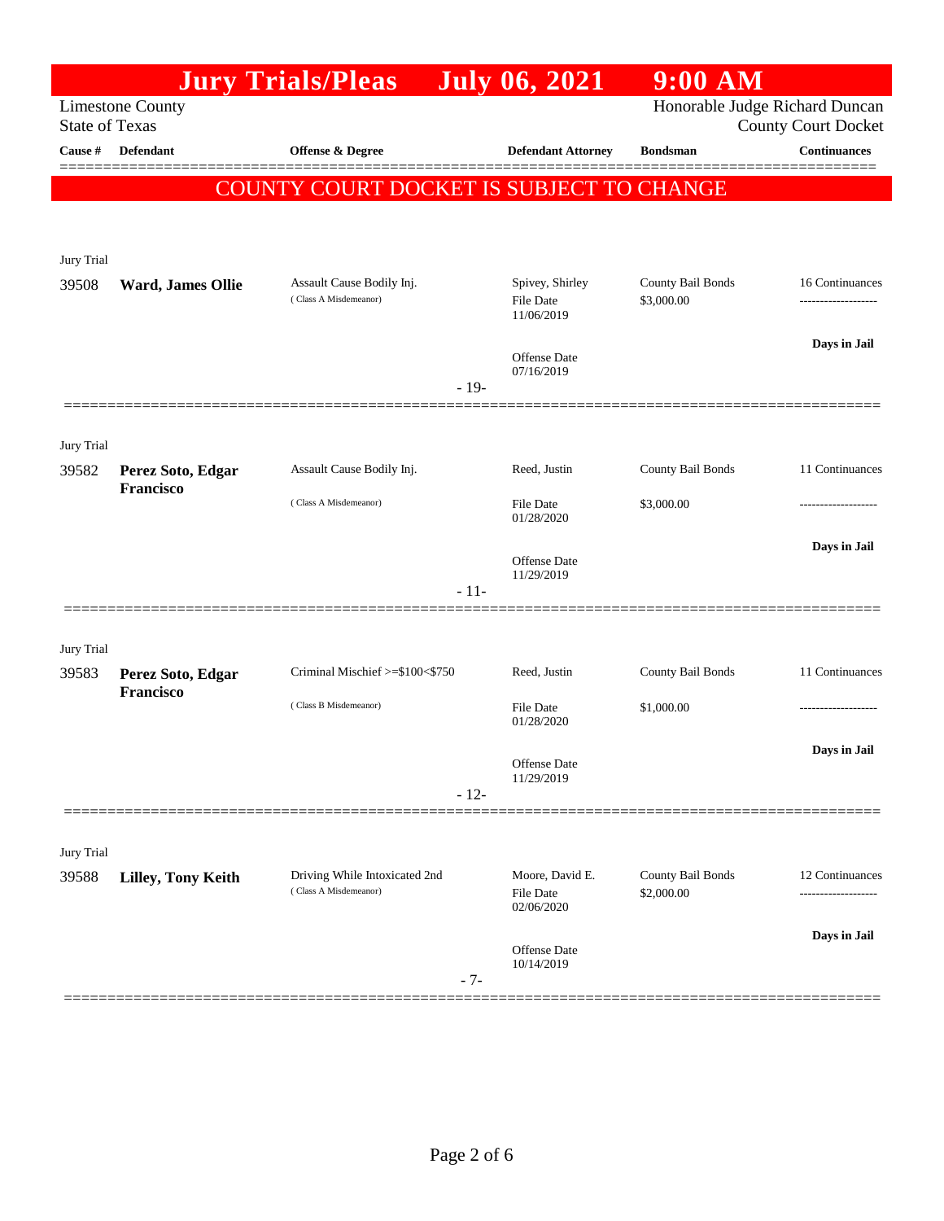# Jury Trials/Pleas July 06, 2021 9:00 AM

Limestone County
State of Texas

Honorable Judge Richard Duncan
County Court Docket

**COUNTY COURT DOCKET IS SUBJECT TO CHANGE**

| Cause # | Defendant | Offense & Degree | Defendant Attorney | Bondsman | Continuances |
|---|---|---|---|---|---|
| Jury Trial | | | | | |
| 39508 | **Ward, James Ollie** | Assault Cause Bodily Inj. (Class A Misdemeanor) | Spivey, Shirley<br>File Date 11/06/2019<br>Offense Date 07/16/2019 | County Bail Bonds<br>$3,000.00 | 16 Continuances<br>**Days in Jail** |
| | | - 19- | | | |
| Jury Trial | | | | | |
| 39582 | **Perez Soto, Edgar Francisco** | Assault Cause Bodily Inj. (Class A Misdemeanor) | Reed, Justin<br>File Date 01/28/2020<br>Offense Date 11/29/2019 | County Bail Bonds<br>$3,000.00 | 11 Continuances<br>**Days in Jail** |
| | | - 11- | | | |
| Jury Trial | | | | | |
| 39583 | **Perez Soto, Edgar Francisco** | Criminal Mischief >=$100<$750 (Class B Misdemeanor) | Reed, Justin<br>File Date 01/28/2020<br>Offense Date 11/29/2019 | County Bail Bonds<br>$1,000.00 | 11 Continuances<br>**Days in Jail** |
| | | - 12- | | | |
| Jury Trial | | | | | |
| 39588 | **Lilley, Tony Keith** | Driving While Intoxicated 2nd (Class A Misdemeanor) | Moore, David E.<br>File Date 02/06/2020<br>Offense Date 10/14/2019 | County Bail Bonds<br>$2,000.00 | 12 Continuances<br>**Days in Jail** |
| | | - 7- | | | |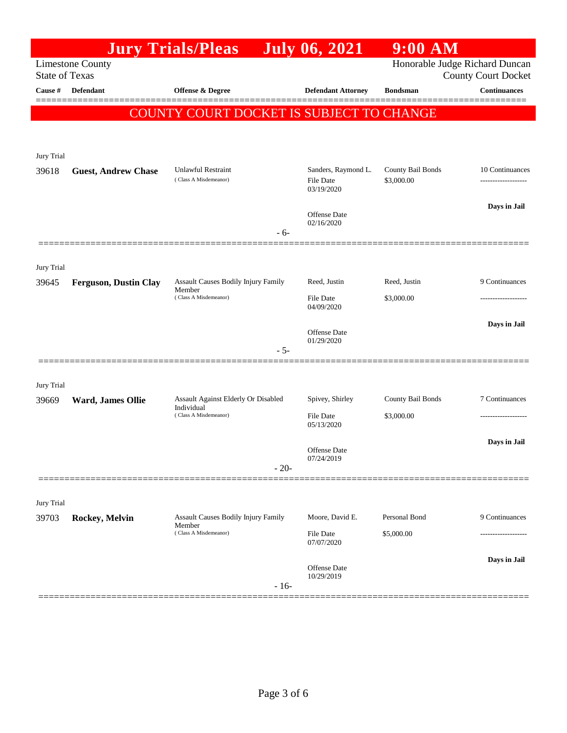# Jury Trials/Pleas July 06, 2021 9:00 AM

Limestone County
State of Texas

Honorable Judge Richard Duncan
County Court Docket

| Cause # | Defendant | Offense & Degree | Defendant Attorney | Bondsman | Continuances |
|---|---|---|---|---|---|

**COUNTY COURT DOCKET IS SUBJECT TO CHANGE**

---

Jury Trial

| Cause # | Defendant | Offense & Degree | Defendant Attorney | Bondsman | Continuances |
|---|---|---|---|---|---|
| 39618 | **Guest, Andrew Chase** | Unlawful Restraint (Class A Misdemeanor) | Sanders, Raymond L. | County Bail Bonds | 10 Continuances |
| | | | File Date 03/19/2020 | $3,000.00 | ------------------- |
| | | | Offense Date 02/16/2020 | | **Days in Jail** |
| | | - 6- | | | |

---

Jury Trial

| Cause # | Defendant | Offense & Degree | Defendant Attorney | Bondsman | Continuances |
|---|---|---|---|---|---|
| 39645 | **Ferguson, Dustin Clay** | Assault Causes Bodily Injury Family Member (Class A Misdemeanor) | Reed, Justin | Reed, Justin | 9 Continuances |
| | | | File Date 04/09/2020 | $3,000.00 | ------------------- |
| | | | Offense Date 01/29/2020 | | **Days in Jail** |
| | | - 5- | | | |

---

Jury Trial

| Cause # | Defendant | Offense & Degree | Defendant Attorney | Bondsman | Continuances |
|---|---|---|---|---|---|
| 39669 | **Ward, James Ollie** | Assault Against Elderly Or Disabled Individual (Class A Misdemeanor) | Spivey, Shirley | County Bail Bonds | 7 Continuances |
| | | | File Date 05/13/2020 | $3,000.00 | ------------------- |
| | | | Offense Date 07/24/2019 | | **Days in Jail** |
| | | - 20- | | | |

---

Jury Trial

| Cause # | Defendant | Offense & Degree | Defendant Attorney | Bondsman | Continuances |
|---|---|---|---|---|---|
| 39703 | **Rockey, Melvin** | Assault Causes Bodily Injury Family Member (Class A Misdemeanor) | Moore, David E. | Personal Bond | 9 Continuances |
| | | | File Date 07/07/2020 | $5,000.00 | ------------------- |
| | | | Offense Date 10/29/2019 | | **Days in Jail** |
| | | - 16- | | | |

---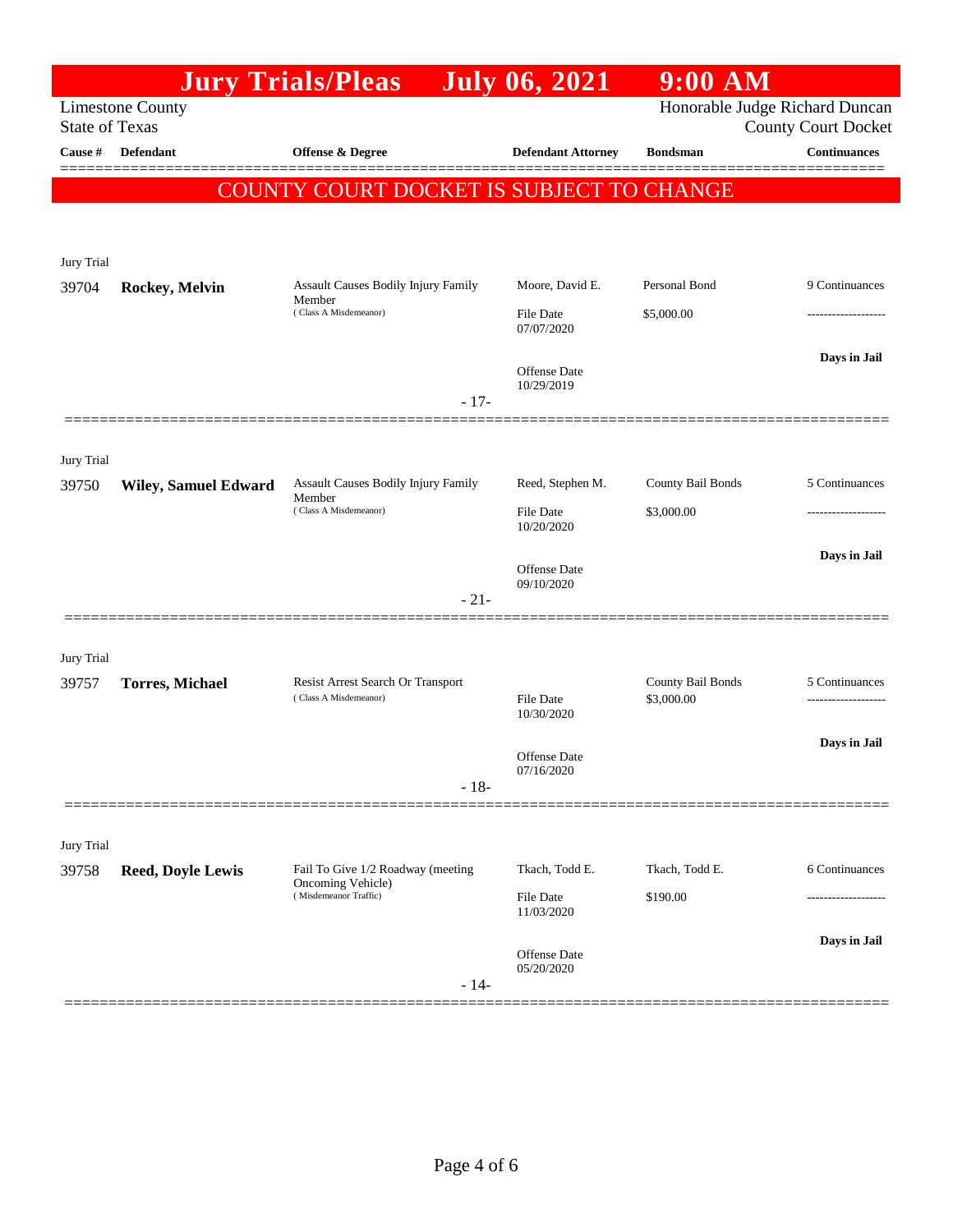# Jury Trials/Pleas July 06, 2021 9:00 AM

Limestone County
State of Texas

Honorable Judge Richard Duncan
County Court Docket

| Cause # | Defendant | Offense & Degree | Defendant Attorney | Bondsman | Continuances |
|---|---|---|---|---|---|

**COUNTY COURT DOCKET IS SUBJECT TO CHANGE**

Jury Trial

| Cause # | Defendant | Offense & Degree | Defendant Attorney | Bondsman | Continuances |
|---|---|---|---|---|---|
| 39704 | **Rockey, Melvin** | Assault Causes Bodily Injury Family Member (Class A Misdemeanor) | Moore, David E. | Personal Bond | 9 Continuances |
| | | | File Date 07/07/2020 | $5,000.00 | ------------------- |
| | | | Offense Date 10/29/2019 | | **Days in Jail** |
| | | - 17- | | | |

Jury Trial

| Cause # | Defendant | Offense & Degree | Defendant Attorney | Bondsman | Continuances |
|---|---|---|---|---|---|
| 39750 | **Wiley, Samuel Edward** | Assault Causes Bodily Injury Family Member (Class A Misdemeanor) | Reed, Stephen M. | County Bail Bonds | 5 Continuances |
| | | | File Date 10/20/2020 | $3,000.00 | ------------------- |
| | | | Offense Date 09/10/2020 | | **Days in Jail** |
| | | - 21- | | | |

Jury Trial

| Cause # | Defendant | Offense & Degree | Defendant Attorney | Bondsman | Continuances |
|---|---|---|---|---|---|
| 39757 | **Torres, Michael** | Resist Arrest Search Or Transport (Class A Misdemeanor) | | County Bail Bonds | 5 Continuances |
| | | | File Date 10/30/2020 | $3,000.00 | ------------------- |
| | | | Offense Date 07/16/2020 | | **Days in Jail** |
| | | - 18- | | | |

Jury Trial

| Cause # | Defendant | Offense & Degree | Defendant Attorney | Bondsman | Continuances |
|---|---|---|---|---|---|
| 39758 | **Reed, Doyle Lewis** | Fail To Give 1/2 Roadway (meeting Oncoming Vehicle) (Misdemeanor Traffic) | Tkach, Todd E. | Tkach, Todd E. | 6 Continuances |
| | | | File Date 11/03/2020 | $190.00 | ------------------- |
| | | | Offense Date 05/20/2020 | | **Days in Jail** |
| | | - 14- | | | |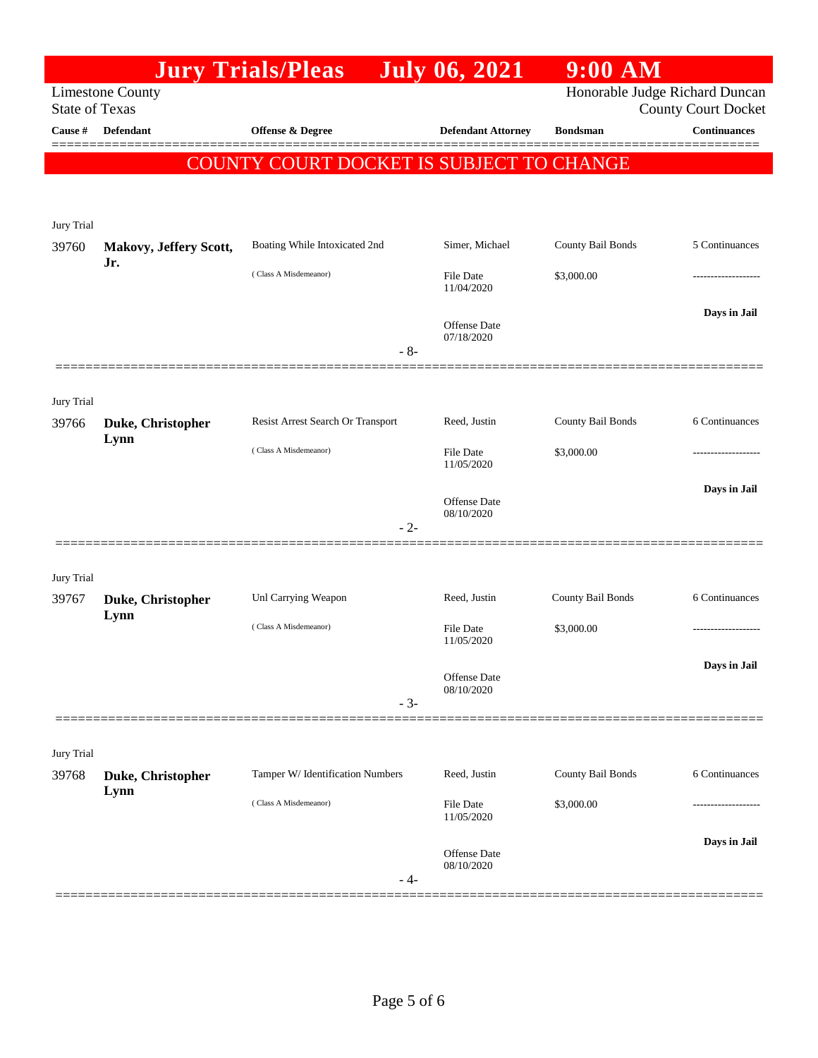# Jury Trials/Pleas July 06, 2021 9:00 AM

Limestone County
State of Texas

Honorable Judge Richard Duncan
County Court Docket

**COUNTY COURT DOCKET IS SUBJECT TO CHANGE**

| Cause # | Defendant | Offense & Degree | Defendant Attorney | Bondsman | Continuances |
|---|---|---|---|---|---|
| Jury Trial | | | | | |
| 39760 | **Makovy, Jeffery Scott, Jr.** | Boating While Intoxicated 2nd<br>( Class A Misdemeanor) | Simer, Michael<br>File Date 11/04/2020<br>Offense Date 07/18/2020 | County Bail Bonds<br>$3,000.00 | 5 Continuances<br>-------------------<br>**Days in Jail** |
| | | - 8- | | | |
| Jury Trial | | | | | |
| 39766 | **Duke, Christopher Lynn** | Resist Arrest Search Or Transport<br>( Class A Misdemeanor) | Reed, Justin<br>File Date 11/05/2020<br>Offense Date 08/10/2020 | County Bail Bonds<br>$3,000.00 | 6 Continuances<br>-------------------<br>**Days in Jail** |
| | | - 2- | | | |
| Jury Trial | | | | | |
| 39767 | **Duke, Christopher Lynn** | Unl Carrying Weapon<br>( Class A Misdemeanor) | Reed, Justin<br>File Date 11/05/2020<br>Offense Date 08/10/2020 | County Bail Bonds<br>$3,000.00 | 6 Continuances<br>-------------------<br>**Days in Jail** |
| | | - 3- | | | |
| Jury Trial | | | | | |
| 39768 | **Duke, Christopher Lynn** | Tamper W/ Identification Numbers<br>( Class A Misdemeanor) | Reed, Justin<br>File Date 11/05/2020<br>Offense Date 08/10/2020 | County Bail Bonds<br>$3,000.00 | 6 Continuances<br>-------------------<br>**Days in Jail** |
| | | - 4- | | | |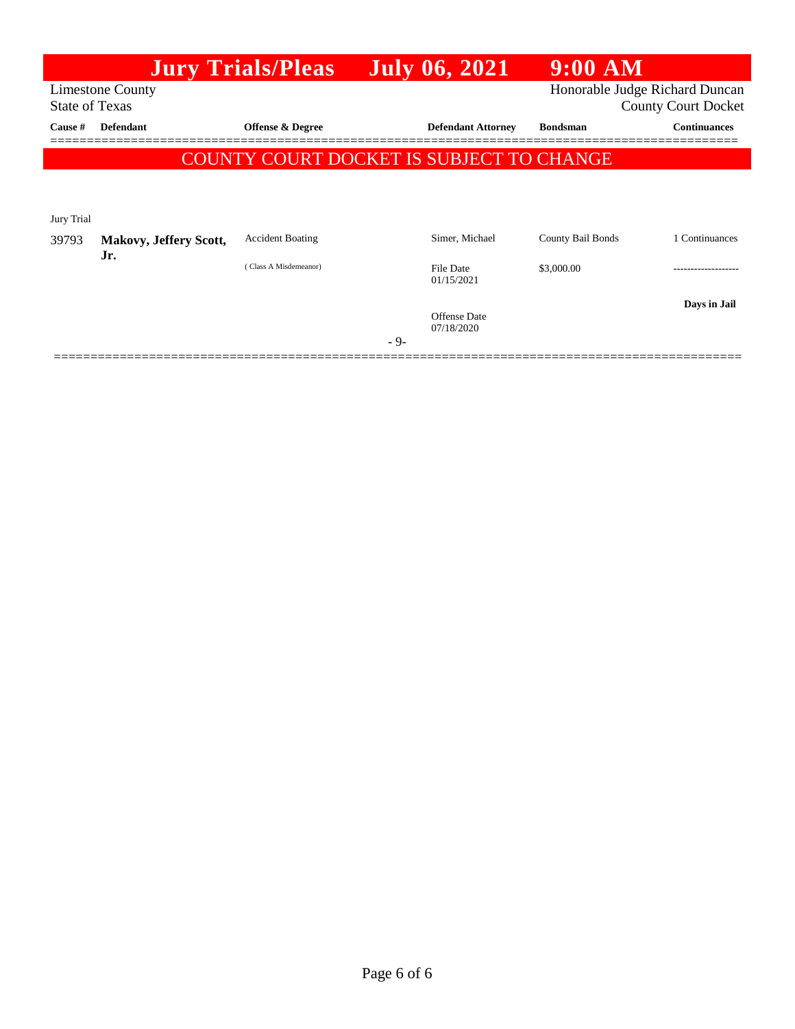# Jury Trials/Pleas July 06, 2021 9:00 AM

Limestone County
State of Texas

Honorable Judge Richard Duncan
County Court Docket

| Cause # | Defendant | Offense & Degree | Defendant Attorney | Bondsman | Continuances |
|---|---|---|---|---|---|

## COUNTY COURT DOCKET IS SUBJECT TO CHANGE

Jury Trial

| Cause # | Defendant | Offense & Degree | Defendant Attorney | Bondsman | Continuances |
|---|---|---|---|---|---|
| 39793 | **Makovy, Jeffery Scott, Jr.** | Accident Boating | Simer, Michael | County Bail Bonds | 1 Continuances |
| | | ( Class A Misdemeanor) | File Date 01/15/2021 | $3,000.00 | ------------------- |
| | | | Offense Date 07/18/2020 | | **Days in Jail** |

- 9-